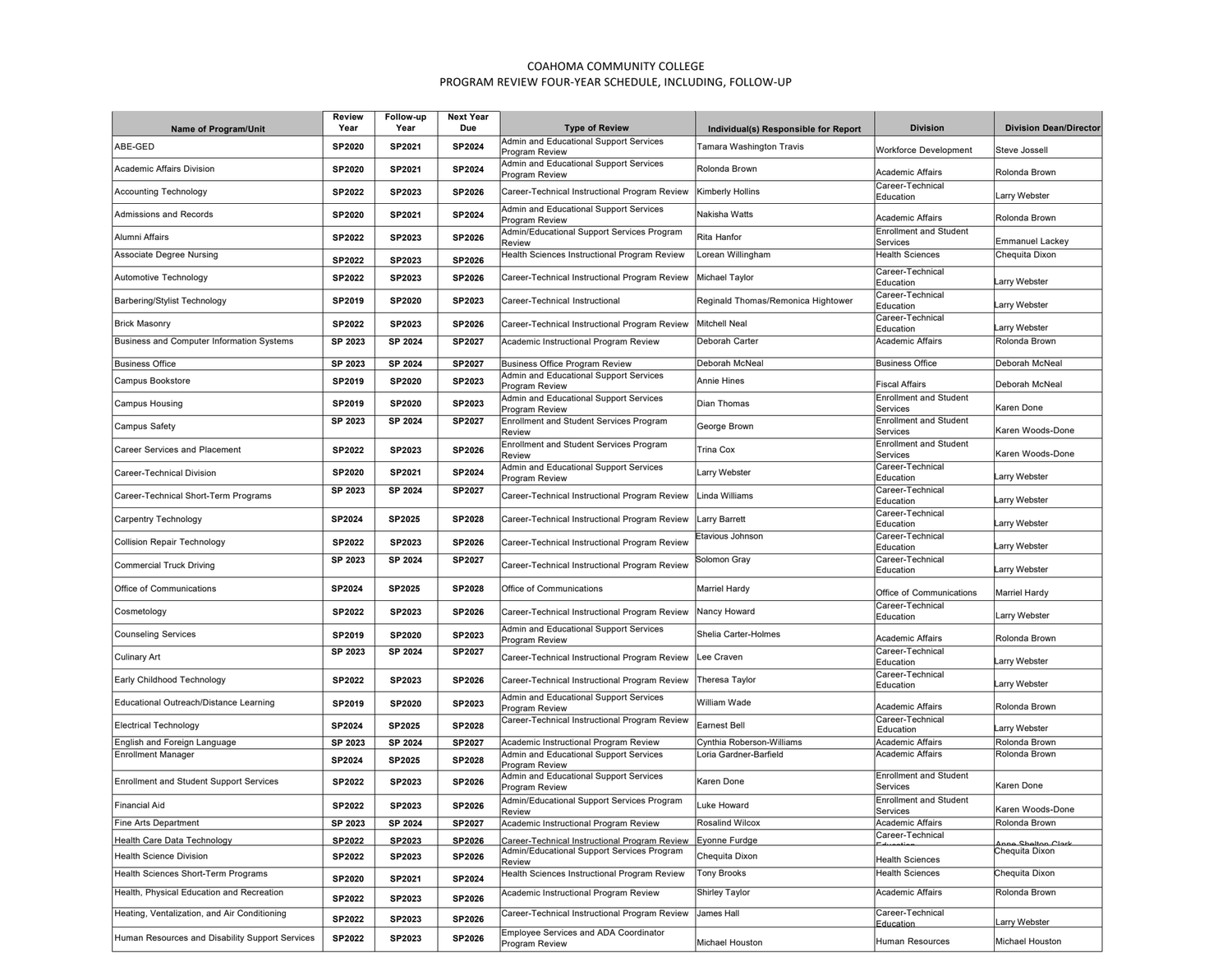# COAHOMA COMMUNITY COLLEGE
## PROGRAM REVIEW FOUR-YEAR SCHEDULE, INCLUDING, FOLLOW-UP

| Name of Program/Unit | Review Year | Follow-up Year | Next Year Due | Type of Review | Individual(s) Responsible for Report | Division | Division Dean/Director |
|---|---|---|---|---|---|---|---|
| ABE-GED | SP2020 | SP2021 | SP2024 | Admin and Educational Support Services Program Review | Tamara Washington Travis | Workforce Development | Steve Jossell |
| Academic Affairs Division | SP2020 | SP2021 | SP2024 | Admin and Educational Support Services Program Review | Rolonda Brown | Academic Affairs | Rolonda Brown |
| Accounting Technology | SP2022 | SP2023 | SP2026 | Career-Technical Instructional Program Review | Kimberly Hollins | Career-Technical Education | Larry Webster |
| Admissions and Records | SP2020 | SP2021 | SP2024 | Admin and Educational Support Services Program Review | Nakisha Watts | Academic Affairs | Rolonda Brown |
| Alumni Affairs | SP2022 | SP2023 | SP2026 | Admin/Educational Support Services Program Review | Rita Hanfor | Enrollment and Student Services | Emmanuel Lackey |
| Associate Degree Nursing | SP2022 | SP2023 | SP2026 | Health Sciences Instructional Program Review | Lorean Willingham | Health Sciences | Chequita Dixon |
| Automotive Technology | SP2022 | SP2023 | SP2026 | Career-Technical Instructional Program Review | Michael Taylor | Career-Technical Education | Larry Webster |
| Barbering/Stylist Technology | SP2019 | SP2020 | SP2023 | Career-Technical Instructional | Reginald Thomas/Remonica Hightower | Career-Technical Education | Larry Webster |
| Brick Masonry | SP2022 | SP2023 | SP2026 | Career-Technical Instructional Program Review | Mitchell Neal | Career-Technical Education | Larry Webster |
| Business and Computer Information Systems | SP 2023 | SP 2024 | SP2027 | Academic Instructional Program Review | Deborah Carter | Academic Affairs | Rolonda Brown |
| Business Office | SP 2023 | SP 2024 | SP2027 | Business Office Program Review | Deborah McNeal | Business Office | Deborah McNeal |
| Campus Bookstore | SP2019 | SP2020 | SP2023 | Admin and Educational Support Services Program Review | Annie Hines | Fiscal Affairs | Deborah McNeal |
| Campus Housing | SP2019 | SP2020 | SP2023 | Admin and Educational Support Services Program Review | Dian Thomas | Enrollment and Student Services | Karen Done |
| Campus Safety | SP 2023 | SP 2024 | SP2027 | Enrollment and Student Services Program Review | George Brown | Enrollment and Student Services | Karen Woods-Done |
| Career Services and Placement | SP2022 | SP2023 | SP2026 | Enrollment and Student Services Program Review | Trina Cox | Enrollment and Student Services | Karen Woods-Done |
| Career-Technical Division | SP2020 | SP2021 | SP2024 | Admin and Educational Support Services Program Review | Larry Webster | Career-Technical Education | Larry Webster |
| Career-Technical Short-Term Programs | SP 2023 | SP 2024 | SP2027 | Career-Technical Instructional Program Review | Linda Williams | Career-Technical Education | Larry Webster |
| Carpentry Technology | SP2024 | SP2025 | SP2028 | Career-Technical Instructional Program Review | Larry Barrett | Career-Technical Education | Larry Webster |
| Collision Repair Technology | SP2022 | SP2023 | SP2026 | Career-Technical Instructional Program Review | Etavious Johnson | Career-Technical Education | Larry Webster |
| Commercial Truck Driving | SP 2023 | SP 2024 | SP2027 | Career-Technical Instructional Program Review | Solomon Gray | Career-Technical Education | Larry Webster |
| Office of Communications | SP2024 | SP2025 | SP2028 | Office of Communications | Marriel Hardy | Office of Communications | Marriel Hardy |
| Cosmetology | SP2022 | SP2023 | SP2026 | Career-Technical Instructional Program Review | Nancy Howard | Career-Technical Education | Larry Webster |
| Counseling Services | SP2019 | SP2020 | SP2023 | Admin and Educational Support Services Program Review | Shelia Carter-Holmes | Academic Affairs | Rolonda Brown |
| Culinary Art | SP 2023 | SP 2024 | SP2027 | Career-Technical Instructional Program Review | Lee Craven | Career-Technical Education | Larry Webster |
| Early Childhood Technology | SP2022 | SP2023 | SP2026 | Career-Technical Instructional Program Review | Theresa Taylor | Career-Technical Education | Larry Webster |
| Educational Outreach/Distance Learning | SP2019 | SP2020 | SP2023 | Admin and Educational Support Services Program Review | William Wade | Academic Affairs | Rolonda Brown |
| Electrical Technology | SP2024 | SP2025 | SP2028 | Career-Technical Instructional Program Review | Earnest Bell | Career-Technical Education | Larry Webster |
| English and Foreign Language | SP 2023 | SP 2024 | SP2027 | Academic Instructional Program Review | Cynthia Roberson-Williams | Academic Affairs | Rolonda Brown |
| Enrollment Manager | SP2024 | SP2025 | SP2028 | Admin and Educational Support Services Program Review | Loria Gardner-Barfield | Academic Affairs | Rolonda Brown |
| Enrollment and Student Support Services | SP2022 | SP2023 | SP2026 | Admin and Educational Support Services Program Review | Karen Done | Enrollment and Student Services | Karen Done |
| Financial Aid | SP2022 | SP2023 | SP2026 | Admin/Educational Support Services Program Review | Luke Howard | Enrollment and Student Services | Karen Woods-Done |
| Fine Arts Department | SP 2023 | SP 2024 | SP2027 | Academic Instructional Program Review | Rosalind Wilcox | Academic Affairs | Rolonda Brown |
| Health Care Data Technology | SP2022 | SP2023 | SP2026 | Career-Technical Instructional Program Review | Eyonne Furdge | Career-Technical Education | Anne Shelton Clark |
| Health Science Division | SP2022 | SP2023 | SP2026 | Admin/Educational Support Services Program Review | Chequita Dixon | Health Sciences | Chequita Dixon |
| Health Sciences Short-Term Programs | SP2020 | SP2021 | SP2024 | Health Sciences Instructional Program Review | Tony Brooks | Health Sciences | Chequita Dixon |
| Health, Physical Education and Recreation | SP2022 | SP2023 | SP2026 | Academic Instructional Program Review | Shirley Taylor | Academic Affairs | Rolonda Brown |
| Heating, Ventalization, and Air Conditioning | SP2022 | SP2023 | SP2026 | Career-Technical Instructional Program Review | James Hall | Career-Technical Education | Larry Webster |
| Human Resources and Disability Support Services | SP2022 | SP2023 | SP2026 | Employee Services and ADA Coordinator Program Review | Michael Houston | Human Resources | Michael Houston |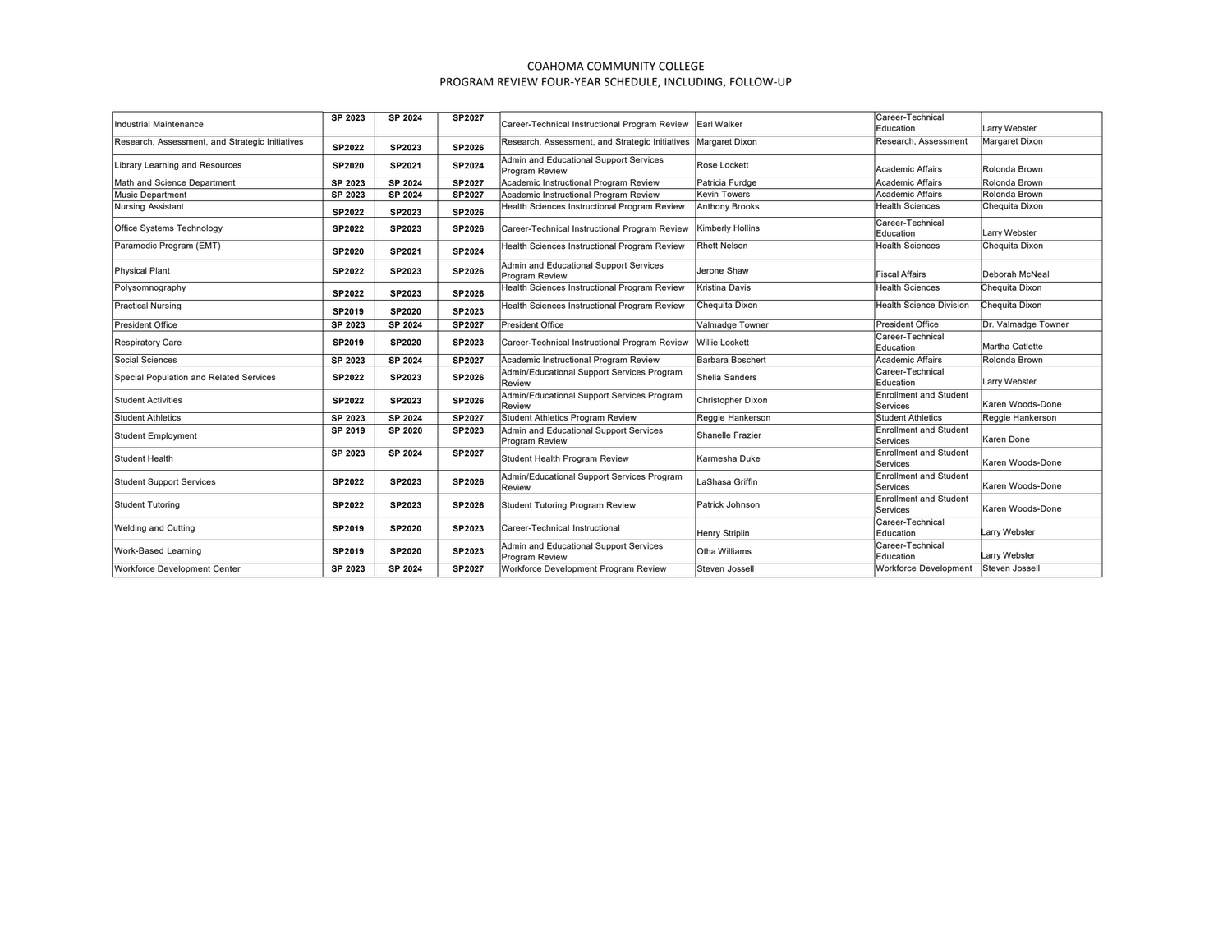COAHOMA COMMUNITY COLLEGE
PROGRAM REVIEW FOUR-YEAR SCHEDULE, INCLUDING, FOLLOW-UP

| | | | | | | | |
|---|---|---|---|---|---|---|---|
| Industrial Maintenance | **SP 2023** | **SP 2024** | **SP2027** | Career-Technical Instructional Program Review | Earl Walker | Career-Technical Education | Larry Webster |
| Research, Assessment, and Strategic Initiatives | **SP2022** | **SP2023** | **SP2026** | Research, Assessment, and Strategic Initiatives | Margaret Dixon | Research, Assessment | Margaret Dixon |
| Library Learning and Resources | **SP2020** | **SP2021** | **SP2024** | Admin and Educational Support Services Program Review | Rose Lockett | Academic Affairs | Rolonda Brown |
| Math and Science Department | **SP 2023** | **SP 2024** | **SP2027** | Academic Instructional Program Review | Patricia Furdge | Academic Affairs | Rolonda Brown |
| Music Department | **SP 2023** | **SP 2024** | **SP2027** | Academic Instructional Program Review | Kevin Towers | Academic Affairs | Rolonda Brown |
| Nursing Assistant | **SP2022** | **SP2023** | **SP2026** | Health Sciences Instructional Program Review | Anthony Brooks | Health Sciences | Chequita Dixon |
| Office Systems Technology | **SP2022** | **SP2023** | **SP2026** | Career-Technical Instructional Program Review | Kimberly Hollins | Career-Technical Education | Larry Webster |
| Paramedic Program (EMT) | **SP2020** | **SP2021** | **SP2024** | Health Sciences Instructional Program Review | Rhett Nelson | Health Sciences | Chequita Dixon |
| Physical Plant | **SP2022** | **SP2023** | **SP2026** | Admin and Educational Support Services Program Review | Jerone Shaw | Fiscal Affairs | Deborah McNeal |
| Polysomnography | **SP2022** | **SP2023** | **SP2026** | Health Sciences Instructional Program Review | Kristina Davis | Health Sciences | Chequita Dixon |
| Practical Nursing | **SP2019** | **SP2020** | **SP2023** | Health Sciences Instructional Program Review | Chequita Dixon | Health Science Division | Chequita Dixon |
| President Office | **SP 2023** | **SP 2024** | **SP2027** | President Office | Valmadge Towner | President Office | Dr. Valmadge Towner |
| Respiratory Care | **SP2019** | **SP2020** | **SP2023** | Career-Technical Instructional Program Review | Willie Lockett | Career-Technical Education | Martha Catlette |
| Social Sciences | **SP 2023** | **SP 2024** | **SP2027** | Academic Instructional Program Review | Barbara Boschert | Academic Affairs | Rolonda Brown |
| Special Population and Related Services | **SP2022** | **SP2023** | **SP2026** | Admin/Educational Support Services Program Review | Shelia Sanders | Career-Technical Education | Larry Webster |
| Student Activities | **SP2022** | **SP2023** | **SP2026** | Admin/Educational Support Services Program Review | Christopher Dixon | Enrollment and Student Services | Karen Woods-Done |
| Student Athletics | **SP 2023** | **SP 2024** | **SP2027** | Student Athletics Program Review | Reggie Hankerson | Student Athletics | Reggie Hankerson |
| Student Employment | **SP 2019** | **SP 2020** | **SP2023** | Admin and Educational Support Services Program Review | Shanelle Frazier | Enrollment and Student Services | Karen Done |
| Student Health | **SP 2023** | **SP 2024** | **SP2027** | Student Health Program Review | Karmesha Duke | Enrollment and Student Services | Karen Woods-Done |
| Student Support Services | **SP2022** | **SP2023** | **SP2026** | Admin/Educational Support Services Program Review | LaShasa Griffin | Enrollment and Student Services | Karen Woods-Done |
| Student Tutoring | **SP2022** | **SP2023** | **SP2026** | Student Tutoring Program Review | Patrick Johnson | Enrollment and Student Services | Karen Woods-Done |
| Welding and Cutting | **SP2019** | **SP2020** | **SP2023** | Career-Technical Instructional | Henry Striplin | Career-Technical Education | Larry Webster |
| Work-Based Learning | **SP2019** | **SP2020** | **SP2023** | Admin and Educational Support Services Program Review | Otha Williams | Career-Technical Education | Larry Webster |
| Workforce Development Center | **SP 2023** | **SP 2024** | **SP2027** | Workforce Development Program Review | Steven Jossell | Workforce Development | Steven Jossell |